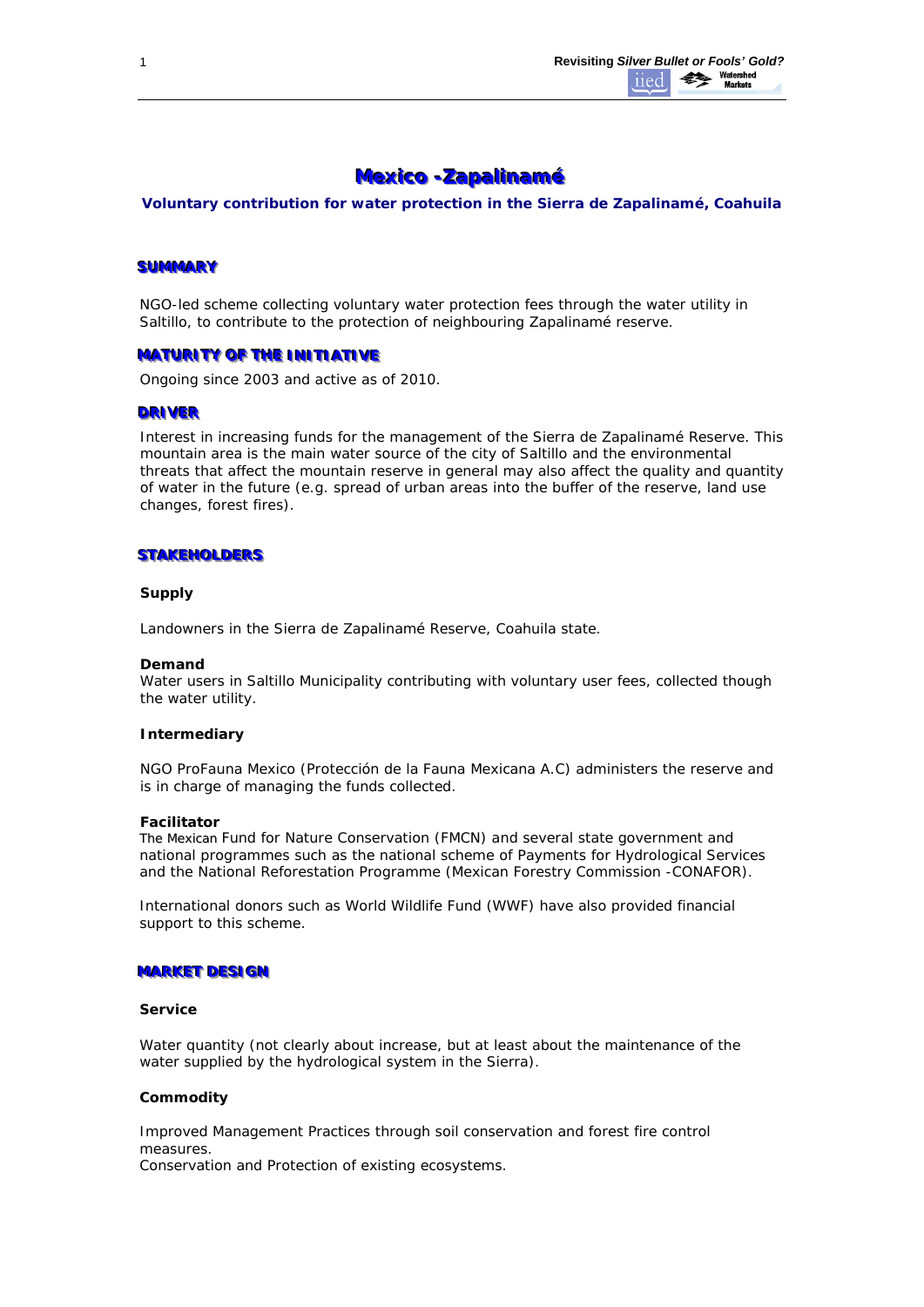# Mexico -Zapalinamé

### Voluntary contribution for water protection in the Sierra de Zapalinamé, Coahuila

## SUMMARY

NGO-led scheme collecting voluntary water protection fees through the water utility in Saltillo, to contribute to the protection of neighbouring Zapalinamé reserve.

## MATURITY OF THE INITIATIVE

Ongoing since 2003 and active as of 2010.

## DRIVER

Interest in increasing funds for the management of the Sierra de Zapalinamé Reserve. This mountain area is the main water source of the city of Saltillo and the environmental threats that affect the mountain reserve in general may also affect the quality and quantity of water in the future (e.g. spread of urban areas into the buffer of the reserve, land use changes, forest fires).

## STAKEHOLDERS

**Supply**

Landowners in the Sierra de Zapalinamé Reserve, Coahuila state.

**Demand**

Water users in Saltillo Municipality contributing with voluntary user fees, collected though the water utility.

**Intermediary**

NGO ProFauna Mexico (Protección de la Fauna Mexicana A.C) administers the reserve and is in charge of managing the funds collected.

**Facilitator**

The Mexican Fund for Nature Conservation (FMCN) and several state government and national programmes such as the national scheme of Payments for Hydrological Services and the National Reforestation Programme (Mexican Forestry Commission -CONAFOR).

International donors such as World Wildlife Fund (WWF) have also provided financial support to this scheme.

## MARKET DESIGN

**Service**

Water quantity (not clearly about increase, but at least about the maintenance of the water supplied by the hydrological system in the Sierra).

**Commodity**

Improved Management Practices through soil conservation and forest fire control measures.
Conservation and Protection of existing ecosystems.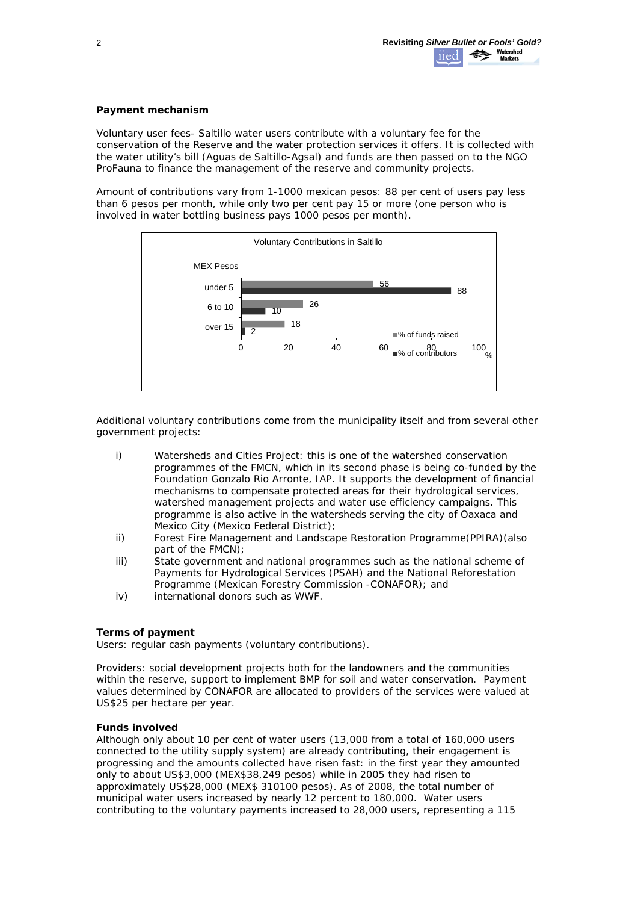**Payment mechanism**

Voluntary user fees- Saltillo water users contribute with a voluntary fee for the conservation of the Reserve and the water protection services it offers. It is collected with the water utility's bill (Aguas de Saltillo-Agsal) and funds are then passed on to the NGO ProFauna to finance the management of the reserve and community projects.

Amount of contributions vary from 1-1000 mexican pesos: 88 per cent of users pay less than 6 pesos per month, while only two per cent pay 15 or more (one person who is involved in water bottling business pays 1000 pesos per month).

Voluntary Contributions in Saltillo

| MEX Pesos | % of funds raised | % of contributors |
|---|---|---|
| under 5 | 56 | 88 |
| 6 to 10 | 26 | 10 |
| over 15 | 18 | 2 |

Additional voluntary contributions come from the municipality itself and from several other government projects:

i) Watersheds and Cities Project: this is one of the watershed conservation programmes of the FMCN, which in its second phase is being co-funded by the Foundation Gonzalo Rio Arronte, IAP. It supports the development of financial mechanisms to compensate protected areas for their hydrological services, watershed management projects and water use efficiency campaigns. This programme is also active in the watersheds serving the city of Oaxaca and Mexico City (Mexico Federal District);

ii) Forest Fire Management and Landscape Restoration Programme(PPIRA)(also part of the FMCN);

iii) State government and national programmes such as the national scheme of Payments for Hydrological Services (PSAH) and the National Reforestation Programme (Mexican Forestry Commission -CONAFOR); and

iv) international donors such as WWF.

**Terms of payment**

Users: regular cash payments (voluntary contributions).

Providers: social development projects both for the landowners and the communities within the reserve, support to implement BMP for soil and water conservation. Payment values determined by CONAFOR are allocated to providers of the services were valued at US$25 per hectare per year.

**Funds involved**

Although only about 10 per cent of water users (13,000 from a total of 160,000 users connected to the utility supply system) are already contributing, their engagement is progressing and the amounts collected have risen fast: in the first year they amounted only to about US$3,000 (MEX$38,249 pesos) while in 2005 they had risen to approximately US$28,000 (MEX$ 310100 pesos). As of 2008, the total number of municipal water users increased by nearly 12 percent to 180,000. Water users contributing to the voluntary payments increased to 28,000 users, representing a 115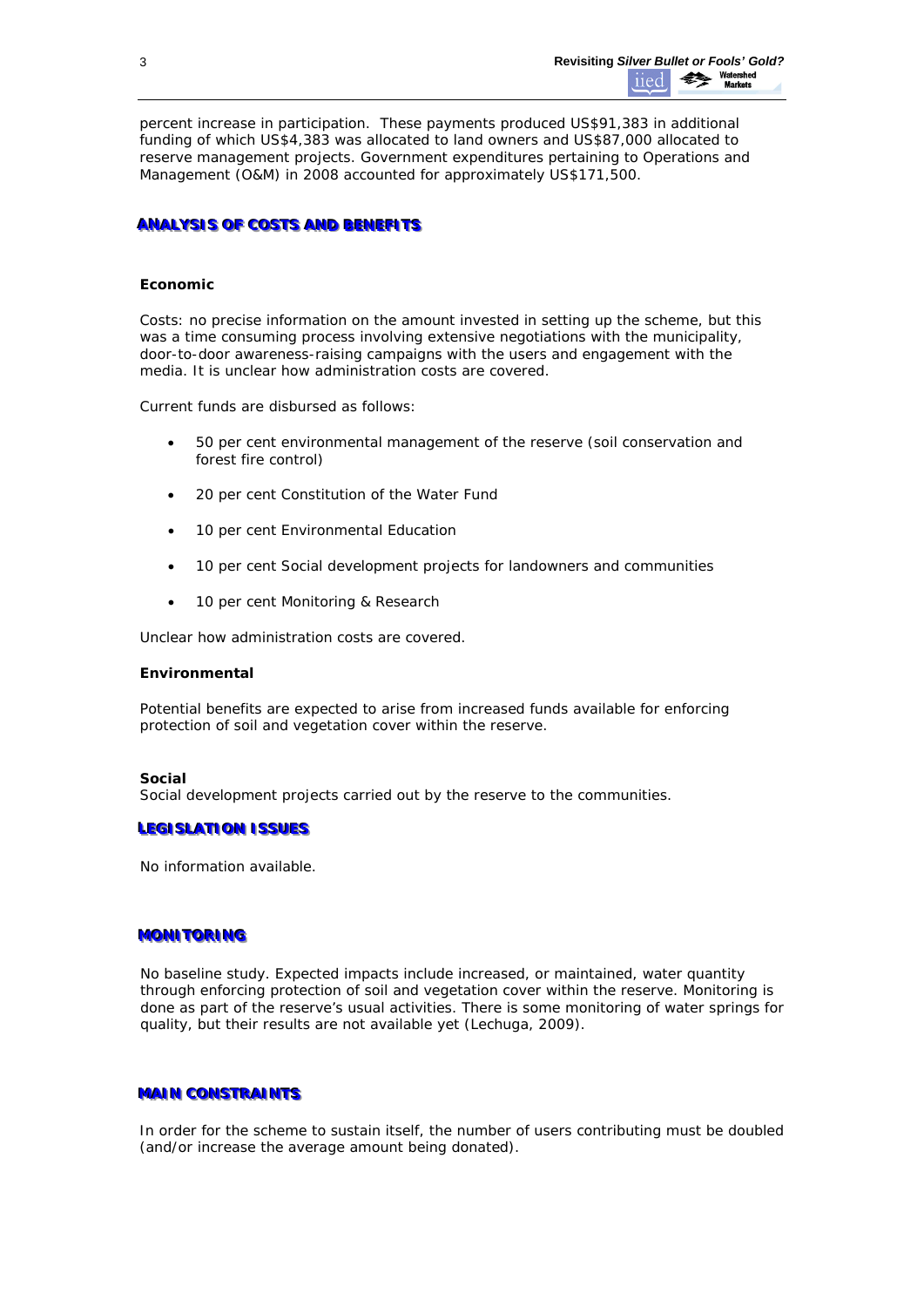percent increase in participation. These payments produced US$91,383 in additional funding of which US$4,383 was allocated to land owners and US$87,000 allocated to reserve management projects. Government expenditures pertaining to Operations and Management (O&M) in 2008 accounted for approximately US$171,500.

## ANALYSIS OF COSTS AND BENEFITS

### Economic

Costs: no precise information on the amount invested in setting up the scheme, but this was a time consuming process involving extensive negotiations with the municipality, door-to-door awareness-raising campaigns with the users and engagement with the media. It is unclear how administration costs are covered.

Current funds are disbursed as follows:

- 50 per cent environmental management of the reserve (soil conservation and forest fire control)
- 20 per cent Constitution of the Water Fund
- 10 per cent Environmental Education
- 10 per cent Social development projects for landowners and communities
- 10 per cent Monitoring & Research

Unclear how administration costs are covered.

### Environmental

Potential benefits are expected to arise from increased funds available for enforcing protection of soil and vegetation cover within the reserve.

### Social

Social development projects carried out by the reserve to the communities.

## LEGISLATION ISSUES

No information available.

## MONITORING

No baseline study. Expected impacts include increased, or maintained, water quantity through enforcing protection of soil and vegetation cover within the reserve. Monitoring is done as part of the reserve's usual activities. There is some monitoring of water springs for quality, but their results are not available yet (Lechuga, 2009).

## MAIN CONSTRAINTS

In order for the scheme to sustain itself, the number of users contributing must be doubled (and/or increase the average amount being donated).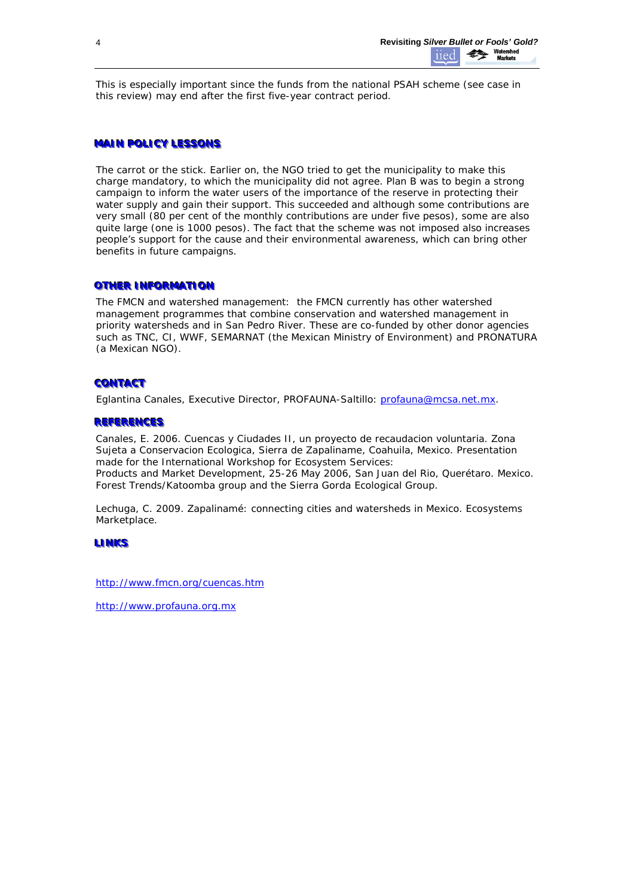This is especially important since the funds from the national PSAH scheme (see case in this review) may end after the first five-year contract period.

## MAIN POLICY LESSONS

The carrot or the stick. Earlier on, the NGO tried to get the municipality to make this charge mandatory, to which the municipality did not agree. Plan B was to begin a strong campaign to inform the water users of the importance of the reserve in protecting their water supply and gain their support. This succeeded and although some contributions are very small (80 per cent of the monthly contributions are under five pesos), some are also quite large (one is 1000 pesos). The fact that the scheme was not imposed also increases people's support for the cause and their environmental awareness, which can bring other benefits in future campaigns.

## OTHER INFORMATION

The FMCN and watershed management: the FMCN currently has other watershed management programmes that combine conservation and watershed management in priority watersheds and in San Pedro River. These are co-funded by other donor agencies such as TNC, CI, WWF, SEMARNAT (the Mexican Ministry of Environment) and PRONATURA (a Mexican NGO).

## CONTACT

Eglantina Canales, Executive Director, PROFAUNA-Saltillo: profauna@mcsa.net.mx.

## REFERENCES

Canales, E. 2006. Cuencas y Ciudades II, un proyecto de recaudacion voluntaria. Zona Sujeta a Conservacion Ecologica, Sierra de Zapaliname, Coahuila, Mexico. Presentation made for the International Workshop for Ecosystem Services:
Products and Market Development, 25-26 May 2006, San Juan del Rio, Querétaro. Mexico. Forest Trends/Katoomba group and the Sierra Gorda Ecological Group.

Lechuga, C. 2009. Zapalinamé: connecting cities and watersheds in Mexico. Ecosystems Marketplace.

## LINKS

http://www.fmcn.org/cuencas.htm

http://www.profauna.org.mx